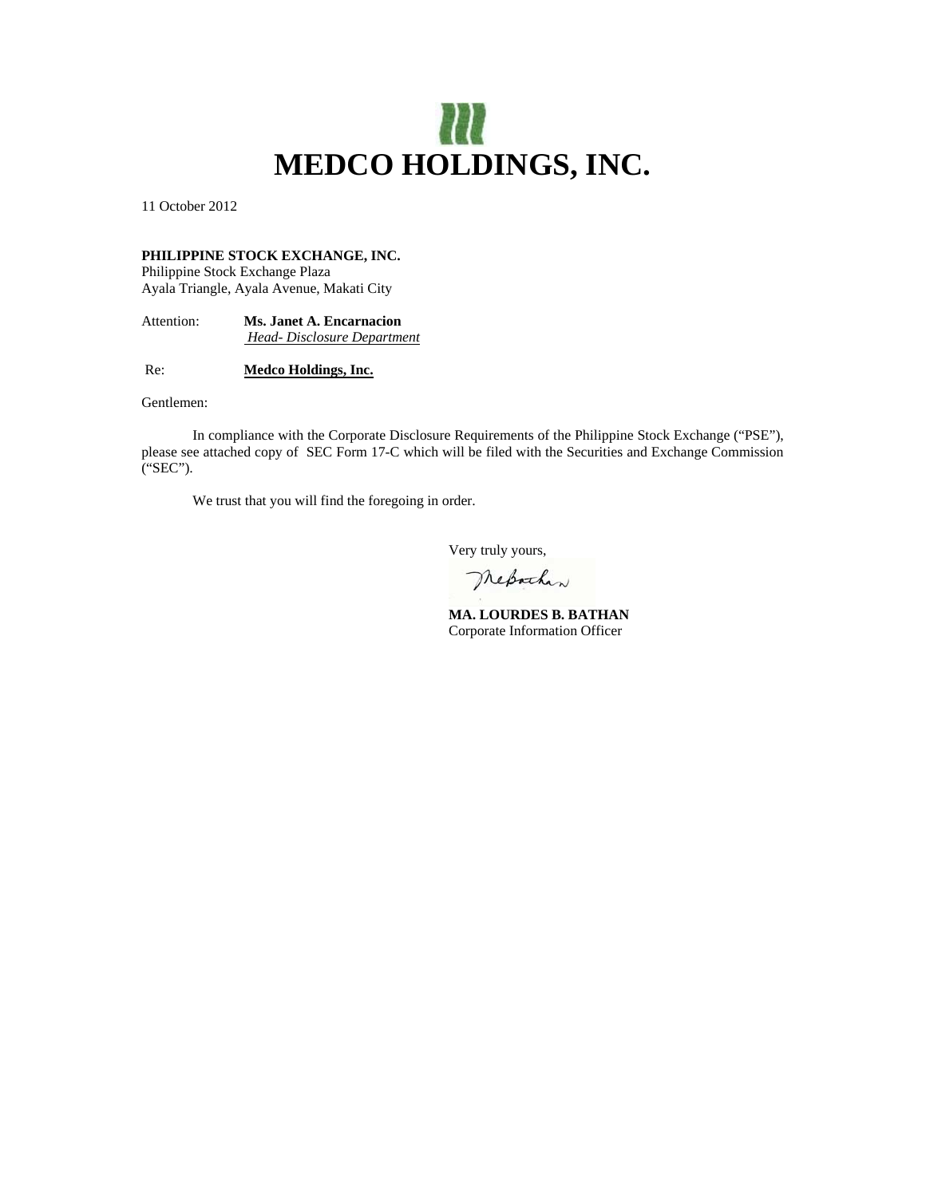# MEDCO HOLDINGS, INC.

11 October 2012

**PHILIPPINE STOCK EXCHANGE, INC.**
Philippine Stock Exchange Plaza
Ayala Triangle, Ayala Avenue, Makati City

Attention: **Ms. Janet A. Encarnacion**
*Head- Disclosure Department*

Re: **Medco Holdings, Inc.**

Gentlemen:

In compliance with the Corporate Disclosure Requirements of the Philippine Stock Exchange ("PSE"), please see attached copy of SEC Form 17-C which will be filed with the Securities and Exchange Commission ("SEC").

We trust that you will find the foregoing in order.

Very truly yours,

**MA. LOURDES B. BATHAN**
Corporate Information Officer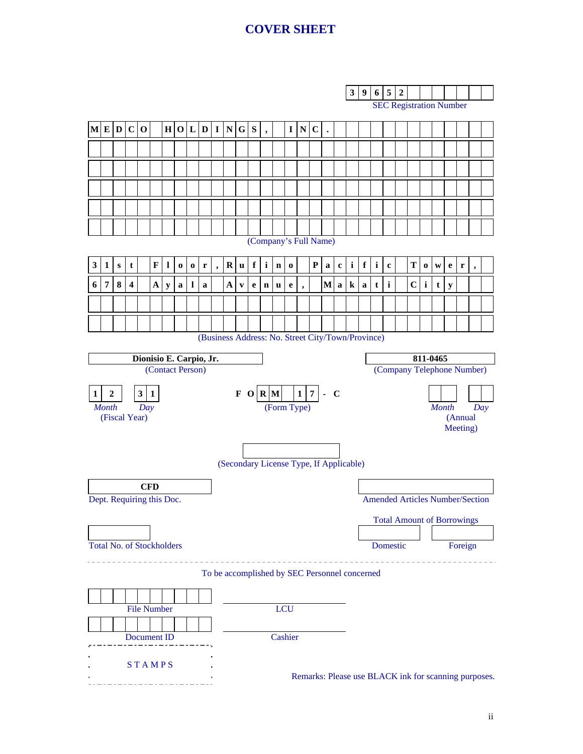# COVER SHEET

**39652**

SEC Registration Number

**MEDCO HOLDINGS, INC.**

(Company's Full Name)

**31st Floor, Rufino Pacific Tower, 6784 Ayala Avenue, Makati City**

(Business Address: No. Street City/Town/Province)

| **Dionisio E. Carpio, Jr.** | **811-0465** |
|---|---|
| (Contact Person) | (Company Telephone Number) |

| **12** | **31** | **FORM 17-C** | | |
|---|---|---|---|---|
| *Month* | *Day* | (Form Type) | *Month* | *Day* |
| (Fiscal Year) | | | (Annual Meeting) | |

(Secondary License Type, If Applicable)

| **CFD** | |
|---|---|
| Dept. Requiring this Doc. | Amended Articles Number/Section |

Total Amount of Borrowings

| | | |
|---|---|---|
| Total No. of Stockholders | Domestic | Foreign |

---

To be accomplished by SEC Personnel concerned

| | |
|---|---|
| File Number | LCU |
| Document ID | Cashier |

STAMPS

Remarks: Please use BLACK ink for scanning purposes.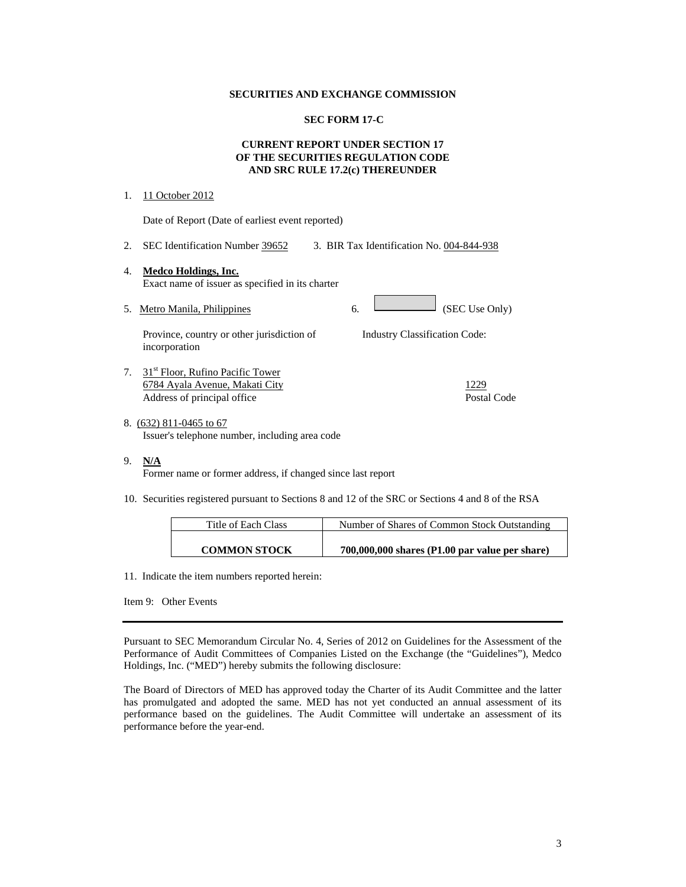**SECURITIES AND EXCHANGE COMMISSION**

**SEC FORM 17-C**

**CURRENT REPORT UNDER SECTION 17
OF THE SECURITIES REGULATION CODE
AND SRC RULE 17.2(c) THEREUNDER**

1. 11 October 2012

   Date of Report (Date of earliest event reported)

2. SEC Identification Number 39652    3. BIR Tax Identification No. 004-844-938

4. **Medco Holdings, Inc.**
   Exact name of issuer as specified in its charter

5. Metro Manila, Philippines    6. (SEC Use Only)

   Province, country or other jurisdiction of incorporation    Industry Classification Code:

7. 31st Floor, Rufino Pacific Tower
   6784 Ayala Avenue, Makati City    1229
   Address of principal office    Postal Code

8. (632) 811-0465 to 67
   Issuer's telephone number, including area code

9. **N/A**
   Former name or former address, if changed since last report

10. Securities registered pursuant to Sections 8 and 12 of the SRC or Sections 4 and 8 of the RSA

| Title of Each Class | Number of Shares of Common Stock Outstanding |
| --- | --- |
| **COMMON STOCK** | **700,000,000 shares (P1.00 par value per share)** |

11. Indicate the item numbers reported herein:

Item 9: Other Events

---

Pursuant to SEC Memorandum Circular No. 4, Series of 2012 on Guidelines for the Assessment of the Performance of Audit Committees of Companies Listed on the Exchange (the "Guidelines"), Medco Holdings, Inc. ("MED") hereby submits the following disclosure:

The Board of Directors of MED has approved today the Charter of its Audit Committee and the latter has promulgated and adopted the same. MED has not yet conducted an annual assessment of its performance based on the guidelines. The Audit Committee will undertake an assessment of its performance before the year-end.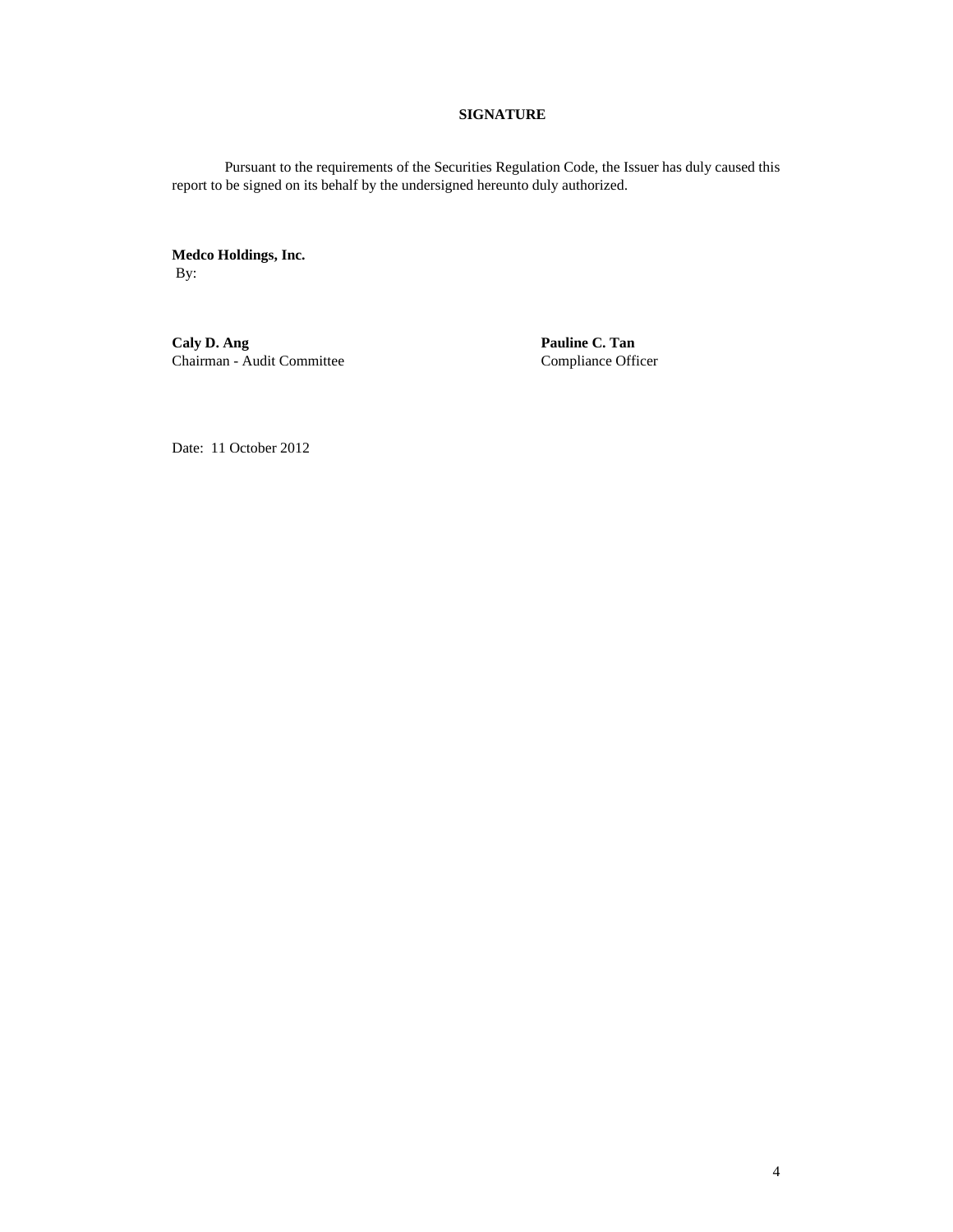**SIGNATURE**

Pursuant to the requirements of the Securities Regulation Code, the Issuer has duly caused this report to be signed on its behalf by the undersigned hereunto duly authorized.

**Medco Holdings, Inc.**
By:

**Caly D. Ang**
Chairman - Audit Committee

**Pauline C. Tan**
Compliance Officer

Date: 11 October 2012